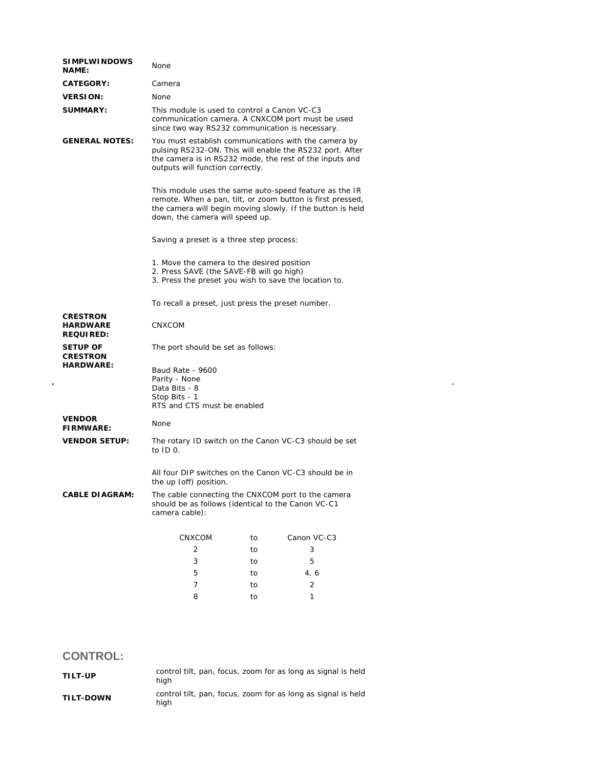**SIMPLWINDOWS NAME:** None

**CATEGORY:** Camera

**VERSION:** None

**SUMMARY:** This module is used to control a Canon VC-C3 communication camera. A CNXCOM port must be used since two way RS232 communication is necessary.

**GENERAL NOTES:** You must establish communications with the camera by pulsing RS232-ON. This will enable the RS232 port. After the camera is in RS232 mode, the rest of the inputs and outputs will function correctly.

This module uses the same auto-speed feature as the IR remote. When a pan, tilt, or zoom button is first pressed, the camera will begin moving slowly. If the button is held down, the camera will speed up.

Saving a preset is a three step process:

1. Move the camera to the desired position
2. Press SAVE (the SAVE-FB will go high)
3. Press the preset you wish to save the location to.

To recall a preset, just press the preset number.

**CRESTRON HARDWARE REQUIRED:** CNXCOM

**SETUP OF CRESTRON HARDWARE:** The port should be set as follows:

Baud Rate - 9600
Parity - None
Data Bits - 8
Stop Bits - 1
RTS and CTS must be enabled

**VENDOR FIRMWARE:** None

**VENDOR SETUP:** The rotary ID switch on the Canon VC-C3 should be set to ID 0.

All four DIP switches on the Canon VC-C3 should be in the up (off) position.

**CABLE DIAGRAM:** The cable connecting the CNXCOM port to the camera should be as follows (identical to the Canon VC-C1 camera cable):

| CNXCOM | to | Canon VC-C3 |
|---|---|---|
| 2 | to | 3 |
| 3 | to | 5 |
| 5 | to | 4, 6 |
| 7 | to | 2 |
| 8 | to | 1 |

## CONTROL:

**TILT-UP** control tilt, pan, focus, zoom for as long as signal is held high

**TILT-DOWN** control tilt, pan, focus, zoom for as long as signal is held high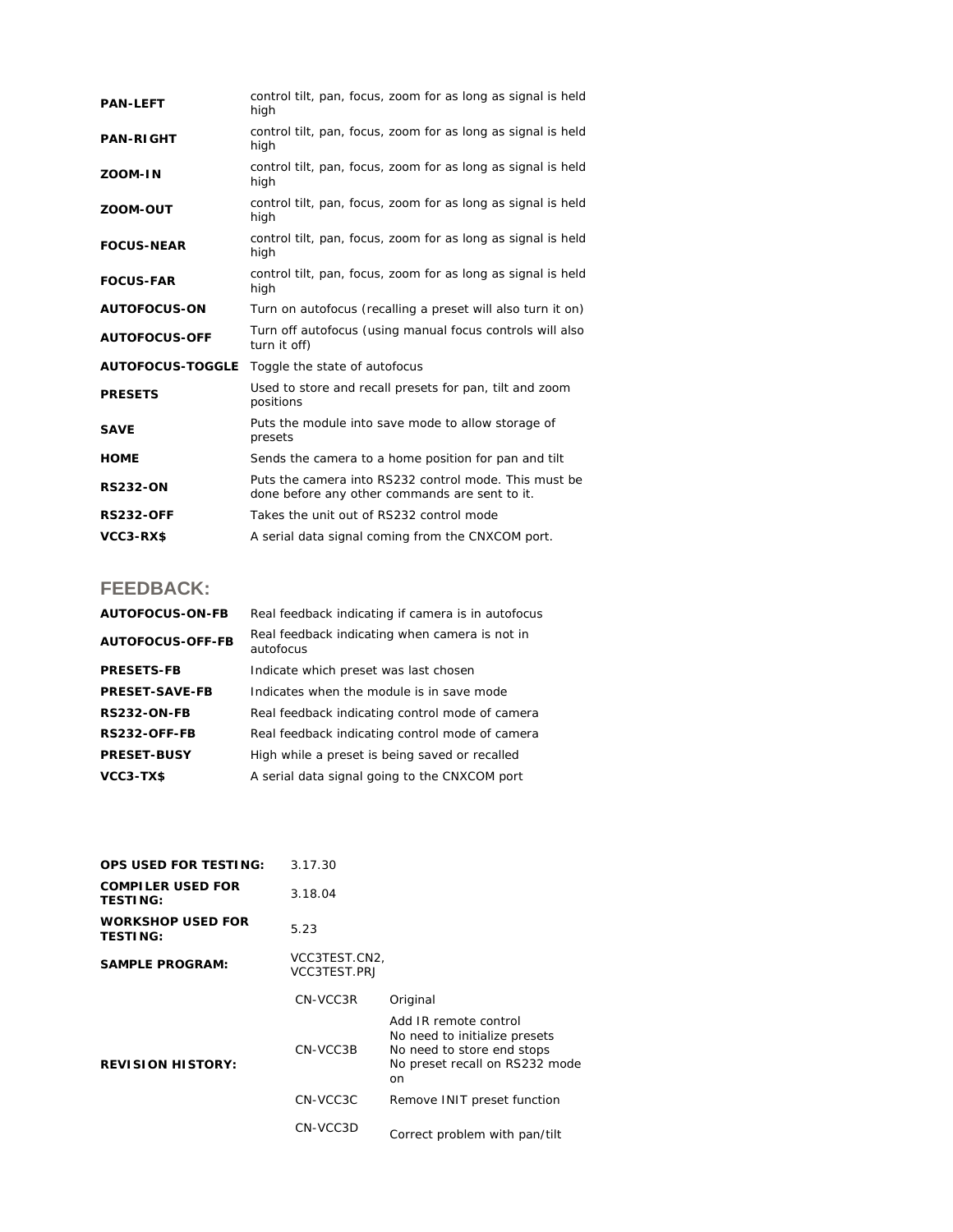| | |
|---|---|
| **PAN-LEFT** | control tilt, pan, focus, zoom for as long as signal is held high |
| **PAN-RIGHT** | control tilt, pan, focus, zoom for as long as signal is held high |
| **ZOOM-IN** | control tilt, pan, focus, zoom for as long as signal is held high |
| **ZOOM-OUT** | control tilt, pan, focus, zoom for as long as signal is held high |
| **FOCUS-NEAR** | control tilt, pan, focus, zoom for as long as signal is held high |
| **FOCUS-FAR** | control tilt, pan, focus, zoom for as long as signal is held high |
| **AUTOFOCUS-ON** | Turn on autofocus (recalling a preset will also turn it on) |
| **AUTOFOCUS-OFF** | Turn off autofocus (using manual focus controls will also turn it off) |
| **AUTOFOCUS-TOGGLE** | Toggle the state of autofocus |
| **PRESETS** | Used to store and recall presets for pan, tilt and zoom positions |
| **SAVE** | Puts the module into save mode to allow storage of presets |
| **HOME** | Sends the camera to a home position for pan and tilt |
| **RS232-ON** | Puts the camera into RS232 control mode. This must be done before any other commands are sent to it. |
| **RS232-OFF** | Takes the unit out of RS232 control mode |
| **VCC3-RX$** | A serial data signal coming from the CNXCOM port. |

## FEEDBACK:

| | |
|---|---|
| **AUTOFOCUS-ON-FB** | Real feedback indicating if camera is in autofocus |
| **AUTOFOCUS-OFF-FB** | Real feedback indicating when camera is not in autofocus |
| **PRESETS-FB** | Indicate which preset was last chosen |
| **PRESET-SAVE-FB** | Indicates when the module is in save mode |
| **RS232-ON-FB** | Real feedback indicating control mode of camera |
| **RS232-OFF-FB** | Real feedback indicating control mode of camera |
| **PRESET-BUSY** | High while a preset is being saved or recalled |
| **VCC3-TX$** | A serial data signal going to the CNXCOM port |

| | | |
|---|---|---|
| **OPS USED FOR TESTING:** | 3.17.30 | |
| **COMPILER USED FOR TESTING:** | 3.18.04 | |
| **WORKSHOP USED FOR TESTING:** | 5.23 | |
| **SAMPLE PROGRAM:** | VCC3TEST.CN2, VCC3TEST.PRJ | |
| **REVISION HISTORY:** | CN-VCC3R | Original |
| | CN-VCC3B | Add IR remote control<br>No need to initialize presets<br>No need to store end stops<br>No preset recall on RS232 mode on |
| | CN-VCC3C | Remove INIT preset function |
| | CN-VCC3D | Correct problem with pan/tilt |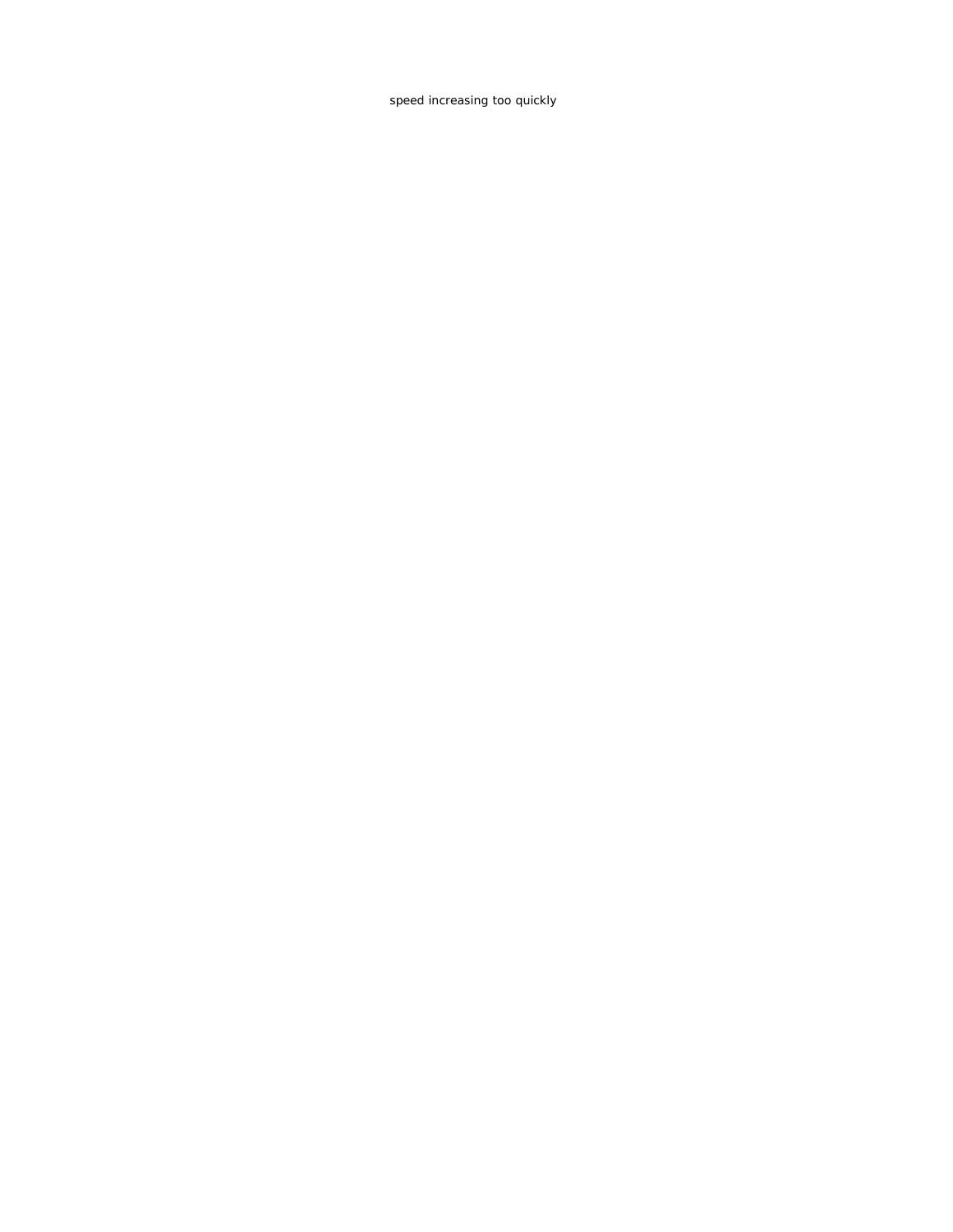speed increasing too quickly